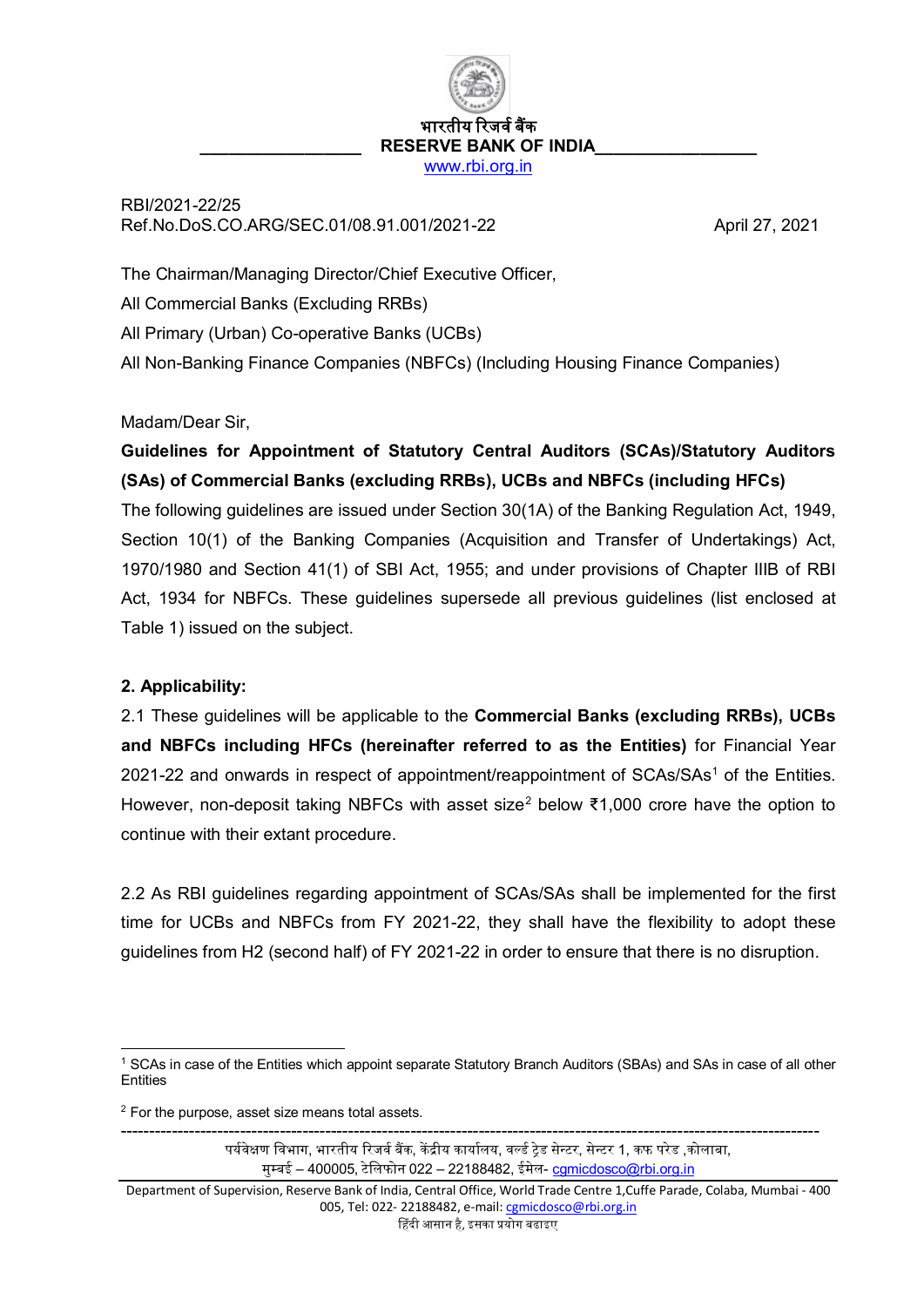भारतीय रिज़र्व बैंक
RESERVE BANK OF INDIA
www.rbi.org.in

RBI/2021-22/25
Ref.No.DoS.CO.ARG/SEC.01/08.91.001/2021-22 April 27, 2021

The Chairman/Managing Director/Chief Executive Officer,
All Commercial Banks (Excluding RRBs)
All Primary (Urban) Co-operative Banks (UCBs)
All Non-Banking Finance Companies (NBFCs) (Including Housing Finance Companies)

Madam/Dear Sir,

**Guidelines for Appointment of Statutory Central Auditors (SCAs)/Statutory Auditors (SAs) of Commercial Banks (excluding RRBs), UCBs and NBFCs (including HFCs)**

The following guidelines are issued under Section 30(1A) of the Banking Regulation Act, 1949, Section 10(1) of the Banking Companies (Acquisition and Transfer of Undertakings) Act, 1970/1980 and Section 41(1) of SBI Act, 1955; and under provisions of Chapter IIIB of RBI Act, 1934 for NBFCs. These guidelines supersede all previous guidelines (list enclosed at Table 1) issued on the subject.

**2. Applicability:**

2.1 These guidelines will be applicable to the **Commercial Banks (excluding RRBs), UCBs and NBFCs including HFCs (hereinafter referred to as the Entities)** for Financial Year 2021-22 and onwards in respect of appointment/reappointment of SCAs/SAs[1] of the Entities. However, non-deposit taking NBFCs with asset size[2] below ₹1,000 crore have the option to continue with their extant procedure.

2.2 As RBI guidelines regarding appointment of SCAs/SAs shall be implemented for the first time for UCBs and NBFCs from FY 2021-22, they shall have the flexibility to adopt these guidelines from H2 (second half) of FY 2021-22 in order to ensure that there is no disruption.

---

[1] SCAs in case of the Entities which appoint separate Statutory Branch Auditors (SBAs) and SAs in case of all other Entities

[2] For the purpose, asset size means total assets.

पर्यवेक्षण विभाग, भारतीय रिज़र्व बैंक, केंद्रीय कार्यालय, वर्ल्ड ट्रेड सेन्टर, सेन्टर 1, कफ परेड ,कोलाबा, मुम्बई – 400005, टेलिफोन 022 – 22188482, ईमेल- cgmicdosco@rbi.org.in

Department of Supervision, Reserve Bank of India, Central Office, World Trade Centre 1,Cuffe Parade, Colaba, Mumbai - 400 005, Tel: 022- 22188482, e-mail: cgmicdosco@rbi.org.in

हिंदी आसान है, इसका प्रयोग बढ़ाइए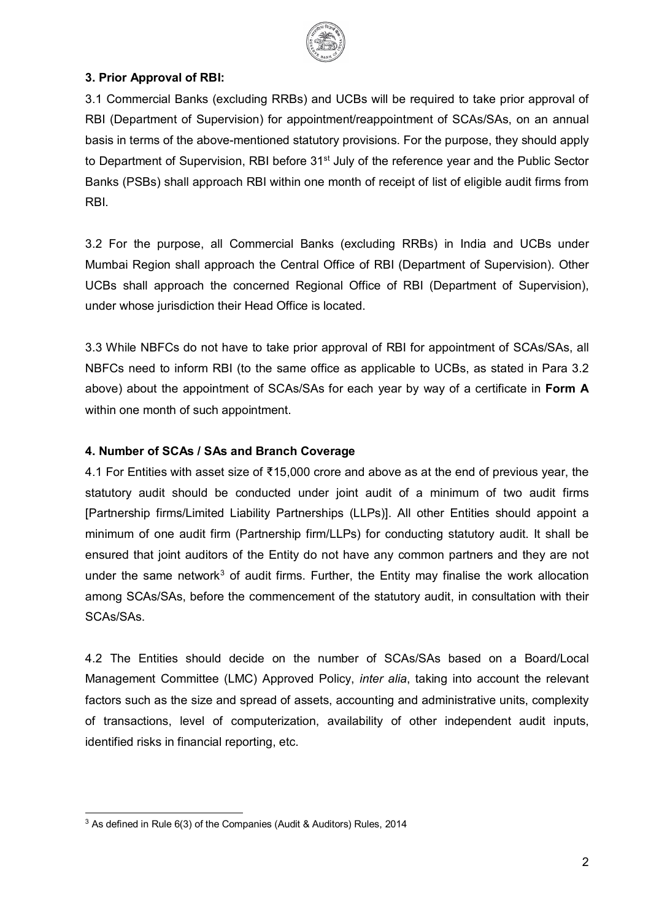### 3. Prior Approval of RBI:

3.1 Commercial Banks (excluding RRBs) and UCBs will be required to take prior approval of RBI (Department of Supervision) for appointment/reappointment of SCAs/SAs, on an annual basis in terms of the above-mentioned statutory provisions. For the purpose, they should apply to Department of Supervision, RBI before 31st July of the reference year and the Public Sector Banks (PSBs) shall approach RBI within one month of receipt of list of eligible audit firms from RBI.

3.2 For the purpose, all Commercial Banks (excluding RRBs) in India and UCBs under Mumbai Region shall approach the Central Office of RBI (Department of Supervision). Other UCBs shall approach the concerned Regional Office of RBI (Department of Supervision), under whose jurisdiction their Head Office is located.

3.3 While NBFCs do not have to take prior approval of RBI for appointment of SCAs/SAs, all NBFCs need to inform RBI (to the same office as applicable to UCBs, as stated in Para 3.2 above) about the appointment of SCAs/SAs for each year by way of a certificate in **Form A** within one month of such appointment.

### 4. Number of SCAs / SAs and Branch Coverage

4.1 For Entities with asset size of ₹15,000 crore and above as at the end of previous year, the statutory audit should be conducted under joint audit of a minimum of two audit firms [Partnership firms/Limited Liability Partnerships (LLPs)]. All other Entities should appoint a minimum of one audit firm (Partnership firm/LLPs) for conducting statutory audit. It shall be ensured that joint auditors of the Entity do not have any common partners and they are not under the same network[3] of audit firms. Further, the Entity may finalise the work allocation among SCAs/SAs, before the commencement of the statutory audit, in consultation with their SCAs/SAs.

4.2 The Entities should decide on the number of SCAs/SAs based on a Board/Local Management Committee (LMC) Approved Policy, *inter alia*, taking into account the relevant factors such as the size and spread of assets, accounting and administrative units, complexity of transactions, level of computerization, availability of other independent audit inputs, identified risks in financial reporting, etc.

---

[3] As defined in Rule 6(3) of the Companies (Audit & Auditors) Rules, 2014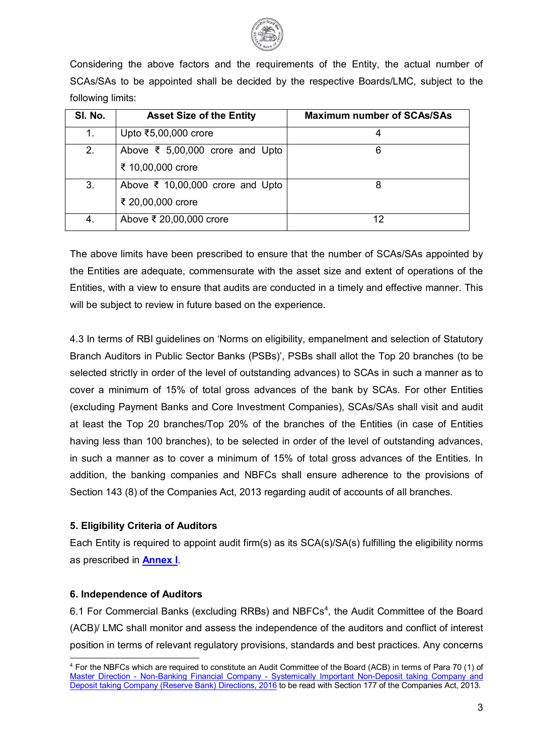Considering the above factors and the requirements of the Entity, the actual number of SCAs/SAs to be appointed shall be decided by the respective Boards/LMC, subject to the following limits:

| Sl. No. | Asset Size of the Entity | Maximum number of SCAs/SAs |
|---|---|---|
| 1. | Upto ₹5,00,000 crore | 4 |
| 2. | Above ₹ 5,00,000 crore and Upto ₹ 10,00,000 crore | 6 |
| 3. | Above ₹ 10,00,000 crore and Upto ₹ 20,00,000 crore | 8 |
| 4. | Above ₹ 20,00,000 crore | 12 |

The above limits have been prescribed to ensure that the number of SCAs/SAs appointed by the Entities are adequate, commensurate with the asset size and extent of operations of the Entities, with a view to ensure that audits are conducted in a timely and effective manner. This will be subject to review in future based on the experience.

4.3 In terms of RBI guidelines on 'Norms on eligibility, empanelment and selection of Statutory Branch Auditors in Public Sector Banks (PSBs)', PSBs shall allot the Top 20 branches (to be selected strictly in order of the level of outstanding advances) to SCAs in such a manner as to cover a minimum of 15% of total gross advances of the bank by SCAs. For other Entities (excluding Payment Banks and Core Investment Companies), SCAs/SAs shall visit and audit at least the Top 20 branches/Top 20% of the branches of the Entities (in case of Entities having less than 100 branches), to be selected in order of the level of outstanding advances, in such a manner as to cover a minimum of 15% of total gross advances of the Entities. In addition, the banking companies and NBFCs shall ensure adherence to the provisions of Section 143 (8) of the Companies Act, 2013 regarding audit of accounts of all branches.

### 5. Eligibility Criteria of Auditors

Each Entity is required to appoint audit firm(s) as its SCA(s)/SA(s) fulfilling the eligibility norms as prescribed in **Annex I**.

### 6. Independence of Auditors

6.1 For Commercial Banks (excluding RRBs) and NBFCs[4], the Audit Committee of the Board (ACB)/ LMC shall monitor and assess the independence of the auditors and conflict of interest position in terms of relevant regulatory provisions, standards and best practices. Any concerns

---

[4] For the NBFCs which are required to constitute an Audit Committee of the Board (ACB) in terms of Para 70 (1) of Master Direction - Non-Banking Financial Company - Systemically Important Non-Deposit taking Company and Deposit taking Company (Reserve Bank) Directions, 2016 to be read with Section 177 of the Companies Act, 2013.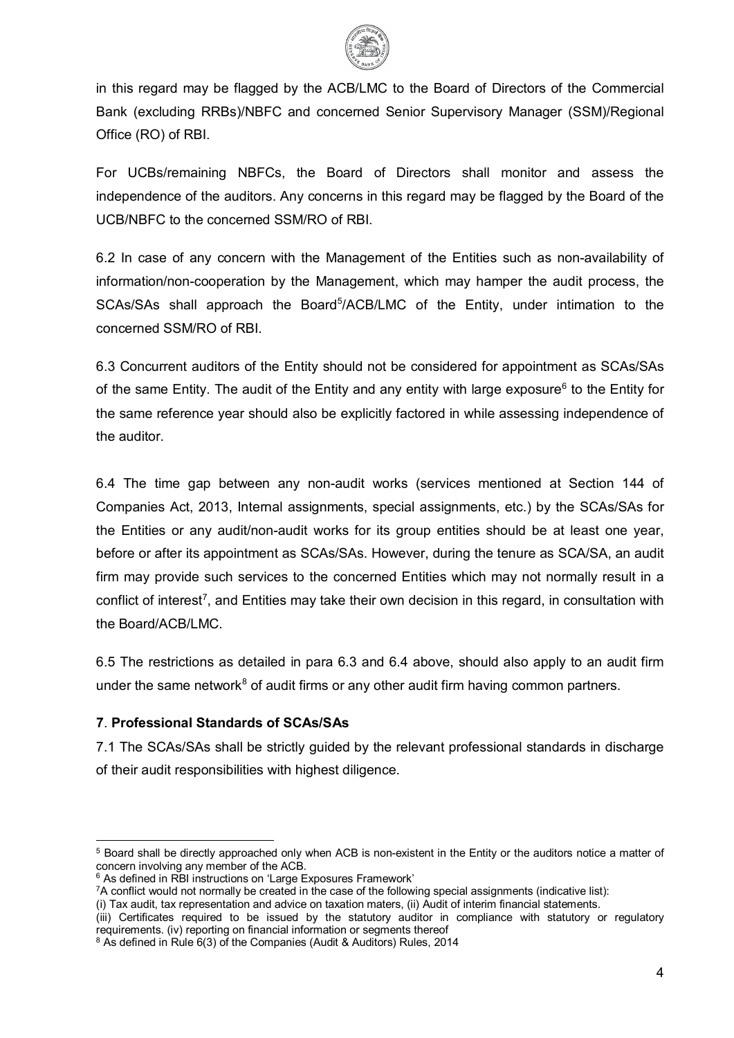in this regard may be flagged by the ACB/LMC to the Board of Directors of the Commercial Bank (excluding RRBs)/NBFC and concerned Senior Supervisory Manager (SSM)/Regional Office (RO) of RBI.

For UCBs/remaining NBFCs, the Board of Directors shall monitor and assess the independence of the auditors. Any concerns in this regard may be flagged by the Board of the UCB/NBFC to the concerned SSM/RO of RBI.

6.2 In case of any concern with the Management of the Entities such as non-availability of information/non-cooperation by the Management, which may hamper the audit process, the SCAs/SAs shall approach the Board[5]/ACB/LMC of the Entity, under intimation to the concerned SSM/RO of RBI.

6.3 Concurrent auditors of the Entity should not be considered for appointment as SCAs/SAs of the same Entity. The audit of the Entity and any entity with large exposure[6] to the Entity for the same reference year should also be explicitly factored in while assessing independence of the auditor.

6.4 The time gap between any non-audit works (services mentioned at Section 144 of Companies Act, 2013, Internal assignments, special assignments, etc.) by the SCAs/SAs for the Entities or any audit/non-audit works for its group entities should be at least one year, before or after its appointment as SCAs/SAs. However, during the tenure as SCA/SA, an audit firm may provide such services to the concerned Entities which may not normally result in a conflict of interest[7], and Entities may take their own decision in this regard, in consultation with the Board/ACB/LMC.

6.5 The restrictions as detailed in para 6.3 and 6.4 above, should also apply to an audit firm under the same network[8] of audit firms or any other audit firm having common partners.

### 7. Professional Standards of SCAs/SAs

7.1 The SCAs/SAs shall be strictly guided by the relevant professional standards in discharge of their audit responsibilities with highest diligence.

---

[5] Board shall be directly approached only when ACB is non-existent in the Entity or the auditors notice a matter of concern involving any member of the ACB.

[6] As defined in RBI instructions on 'Large Exposures Framework'

[7] A conflict would not normally be created in the case of the following special assignments (indicative list):
(i) Tax audit, tax representation and advice on taxation maters, (ii) Audit of interim financial statements.
(iii) Certificates required to be issued by the statutory auditor in compliance with statutory or regulatory requirements. (iv) reporting on financial information or segments thereof

[8] As defined in Rule 6(3) of the Companies (Audit & Auditors) Rules, 2014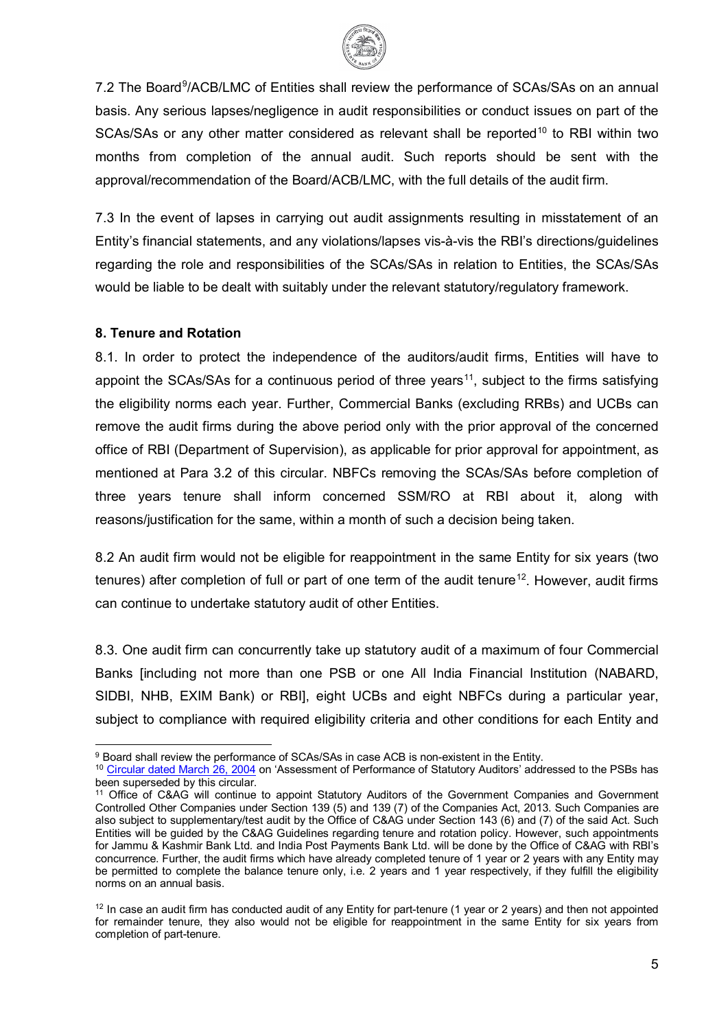7.2 The Board[9]/ACB/LMC of Entities shall review the performance of SCAs/SAs on an annual basis. Any serious lapses/negligence in audit responsibilities or conduct issues on part of the SCAs/SAs or any other matter considered as relevant shall be reported[10] to RBI within two months from completion of the annual audit. Such reports should be sent with the approval/recommendation of the Board/ACB/LMC, with the full details of the audit firm.

7.3 In the event of lapses in carrying out audit assignments resulting in misstatement of an Entity's financial statements, and any violations/lapses vis-à-vis the RBI's directions/guidelines regarding the role and responsibilities of the SCAs/SAs in relation to Entities, the SCAs/SAs would be liable to be dealt with suitably under the relevant statutory/regulatory framework.

**8. Tenure and Rotation**

8.1. In order to protect the independence of the auditors/audit firms, Entities will have to appoint the SCAs/SAs for a continuous period of three years[11], subject to the firms satisfying the eligibility norms each year. Further, Commercial Banks (excluding RRBs) and UCBs can remove the audit firms during the above period only with the prior approval of the concerned office of RBI (Department of Supervision), as applicable for prior approval for appointment, as mentioned at Para 3.2 of this circular. NBFCs removing the SCAs/SAs before completion of three years tenure shall inform concerned SSM/RO at RBI about it, along with reasons/justification for the same, within a month of such a decision being taken.

8.2 An audit firm would not be eligible for reappointment in the same Entity for six years (two tenures) after completion of full or part of one term of the audit tenure[12]. However, audit firms can continue to undertake statutory audit of other Entities.

8.3. One audit firm can concurrently take up statutory audit of a maximum of four Commercial Banks [including not more than one PSB or one All India Financial Institution (NABARD, SIDBI, NHB, EXIM Bank) or RBI], eight UCBs and eight NBFCs during a particular year, subject to compliance with required eligibility criteria and other conditions for each Entity and

---

[9] Board shall review the performance of SCAs/SAs in case ACB is non-existent in the Entity.

[10] Circular dated March 26, 2004 on 'Assessment of Performance of Statutory Auditors' addressed to the PSBs has been superseded by this circular.

[11] Office of C&AG will continue to appoint Statutory Auditors of the Government Companies and Government Controlled Other Companies under Section 139 (5) and 139 (7) of the Companies Act, 2013. Such Companies are also subject to supplementary/test audit by the Office of C&AG under Section 143 (6) and (7) of the said Act. Such Entities will be guided by the C&AG Guidelines regarding tenure and rotation policy. However, such appointments for Jammu & Kashmir Bank Ltd. and India Post Payments Bank Ltd. will be done by the Office of C&AG with RBI's concurrence. Further, the audit firms which have already completed tenure of 1 year or 2 years with any Entity may be permitted to complete the balance tenure only, i.e. 2 years and 1 year respectively, if they fulfill the eligibility norms on an annual basis.

[12] In case an audit firm has conducted audit of any Entity for part-tenure (1 year or 2 years) and then not appointed for remainder tenure, they also would not be eligible for reappointment in the same Entity for six years from completion of part-tenure.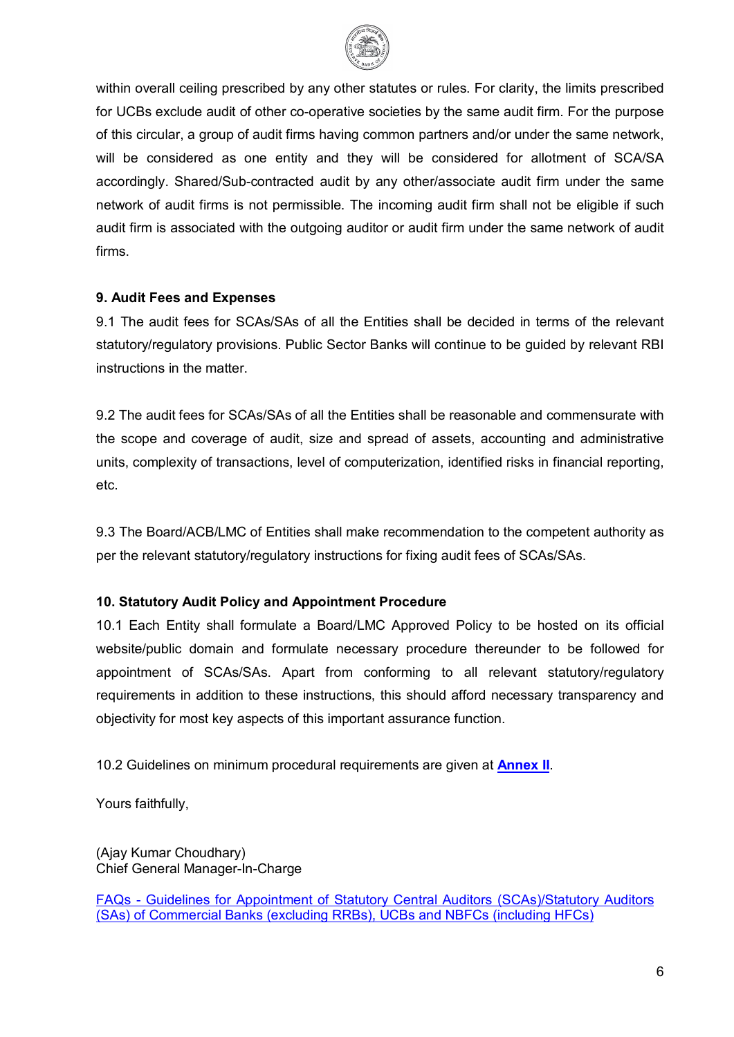within overall ceiling prescribed by any other statutes or rules. For clarity, the limits prescribed for UCBs exclude audit of other co-operative societies by the same audit firm. For the purpose of this circular, a group of audit firms having common partners and/or under the same network, will be considered as one entity and they will be considered for allotment of SCA/SA accordingly. Shared/Sub-contracted audit by any other/associate audit firm under the same network of audit firms is not permissible. The incoming audit firm shall not be eligible if such audit firm is associated with the outgoing auditor or audit firm under the same network of audit firms.

**9. Audit Fees and Expenses**

9.1 The audit fees for SCAs/SAs of all the Entities shall be decided in terms of the relevant statutory/regulatory provisions. Public Sector Banks will continue to be guided by relevant RBI instructions in the matter.

9.2 The audit fees for SCAs/SAs of all the Entities shall be reasonable and commensurate with the scope and coverage of audit, size and spread of assets, accounting and administrative units, complexity of transactions, level of computerization, identified risks in financial reporting, etc.

9.3 The Board/ACB/LMC of Entities shall make recommendation to the competent authority as per the relevant statutory/regulatory instructions for fixing audit fees of SCAs/SAs.

**10. Statutory Audit Policy and Appointment Procedure**

10.1 Each Entity shall formulate a Board/LMC Approved Policy to be hosted on its official website/public domain and formulate necessary procedure thereunder to be followed for appointment of SCAs/SAs. Apart from conforming to all relevant statutory/regulatory requirements in addition to these instructions, this should afford necessary transparency and objectivity for most key aspects of this important assurance function.

10.2 Guidelines on minimum procedural requirements are given at **Annex II**.

Yours faithfully,

(Ajay Kumar Choudhary)
Chief General Manager-In-Charge

FAQs - Guidelines for Appointment of Statutory Central Auditors (SCAs)/Statutory Auditors (SAs) of Commercial Banks (excluding RRBs), UCBs and NBFCs (including HFCs)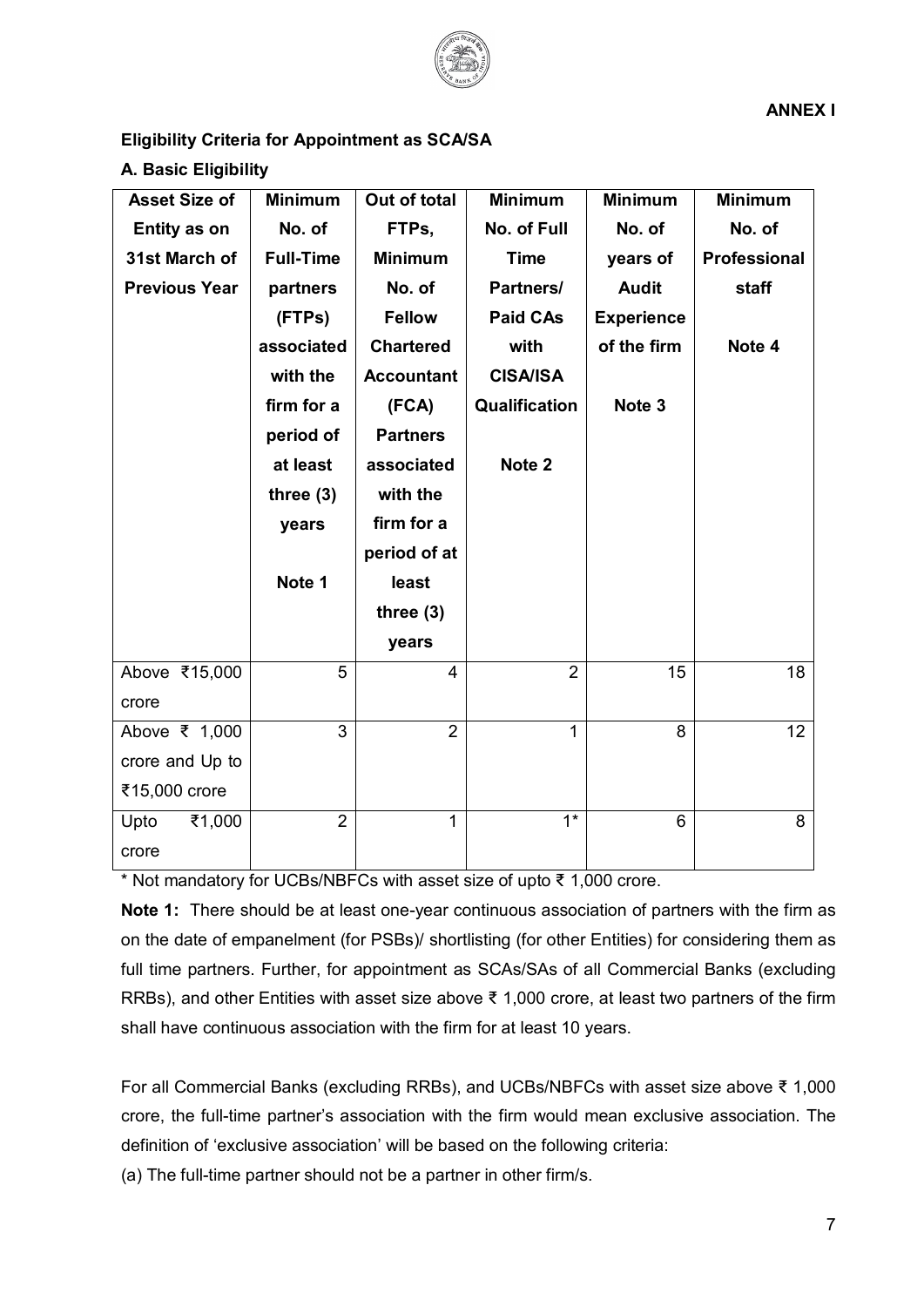**ANNEX I**

**Eligibility Criteria for Appointment as SCA/SA**

**A. Basic Eligibility**

| Asset Size of Entity as on 31st March of Previous Year | Minimum No. of Full-Time partners (FTPs) associated with the firm for a period of at least three (3) years<br><br>Note 1 | Out of total FTPs, Minimum No. of Fellow Chartered Accountant (FCA) Partners associated with the firm for a period of at least three (3) years | Minimum No. of Full Time Partners/ Paid CAs with CISA/ISA Qualification<br><br>Note 2 | Minimum No. of years of Audit Experience of the firm<br><br>Note 3 | Minimum No. of Professional staff<br><br>Note 4 |
|---|---|---|---|---|---|
| Above ₹15,000 crore | 5 | 4 | 2 | 15 | 18 |
| Above ₹ 1,000 crore and Up to ₹15,000 crore | 3 | 2 | 1 | 8 | 12 |
| Upto ₹1,000 crore | 2 | 1 | 1* | 6 | 8 |

\* Not mandatory for UCBs/NBFCs with asset size of upto ₹ 1,000 crore.

**Note 1:** There should be at least one-year continuous association of partners with the firm as on the date of empanelment (for PSBs)/ shortlisting (for other Entities) for considering them as full time partners. Further, for appointment as SCAs/SAs of all Commercial Banks (excluding RRBs), and other Entities with asset size above ₹ 1,000 crore, at least two partners of the firm shall have continuous association with the firm for at least 10 years.

For all Commercial Banks (excluding RRBs), and UCBs/NBFCs with asset size above ₹ 1,000 crore, the full-time partner's association with the firm would mean exclusive association. The definition of 'exclusive association' will be based on the following criteria:

(a) The full-time partner should not be a partner in other firm/s.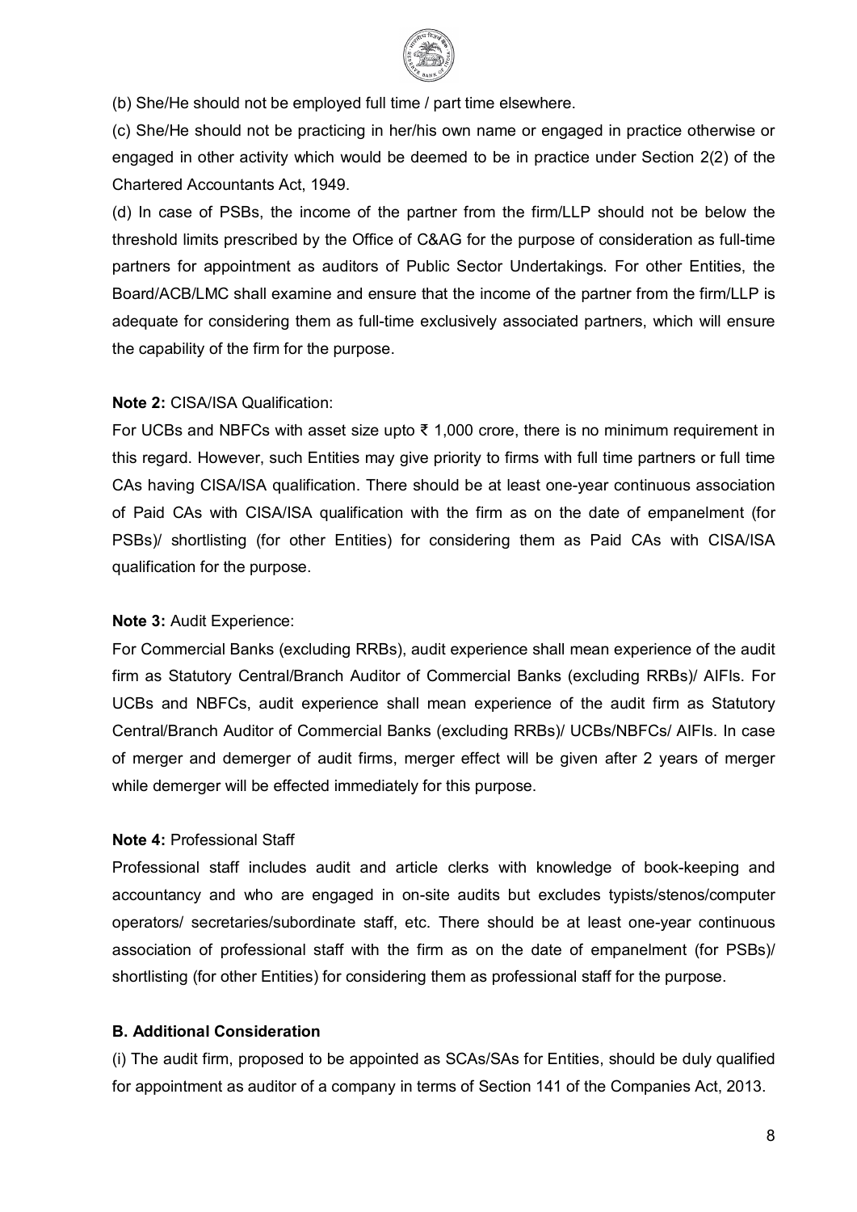(b) She/He should not be employed full time / part time elsewhere.

(c) She/He should not be practicing in her/his own name or engaged in practice otherwise or engaged in other activity which would be deemed to be in practice under Section 2(2) of the Chartered Accountants Act, 1949.

(d) In case of PSBs, the income of the partner from the firm/LLP should not be below the threshold limits prescribed by the Office of C&AG for the purpose of consideration as full-time partners for appointment as auditors of Public Sector Undertakings. For other Entities, the Board/ACB/LMC shall examine and ensure that the income of the partner from the firm/LLP is adequate for considering them as full-time exclusively associated partners, which will ensure the capability of the firm for the purpose.

**Note 2:** CISA/ISA Qualification:

For UCBs and NBFCs with asset size upto ₹ 1,000 crore, there is no minimum requirement in this regard. However, such Entities may give priority to firms with full time partners or full time CAs having CISA/ISA qualification. There should be at least one-year continuous association of Paid CAs with CISA/ISA qualification with the firm as on the date of empanelment (for PSBs)/ shortlisting (for other Entities) for considering them as Paid CAs with CISA/ISA qualification for the purpose.

**Note 3:** Audit Experience:

For Commercial Banks (excluding RRBs), audit experience shall mean experience of the audit firm as Statutory Central/Branch Auditor of Commercial Banks (excluding RRBs)/ AIFIs. For UCBs and NBFCs, audit experience shall mean experience of the audit firm as Statutory Central/Branch Auditor of Commercial Banks (excluding RRBs)/ UCBs/NBFCs/ AIFIs. In case of merger and demerger of audit firms, merger effect will be given after 2 years of merger while demerger will be effected immediately for this purpose.

**Note 4:** Professional Staff

Professional staff includes audit and article clerks with knowledge of book-keeping and accountancy and who are engaged in on-site audits but excludes typists/stenos/computer operators/ secretaries/subordinate staff, etc. There should be at least one-year continuous association of professional staff with the firm as on the date of empanelment (for PSBs)/ shortlisting (for other Entities) for considering them as professional staff for the purpose.

**B. Additional Consideration**

(i) The audit firm, proposed to be appointed as SCAs/SAs for Entities, should be duly qualified for appointment as auditor of a company in terms of Section 141 of the Companies Act, 2013.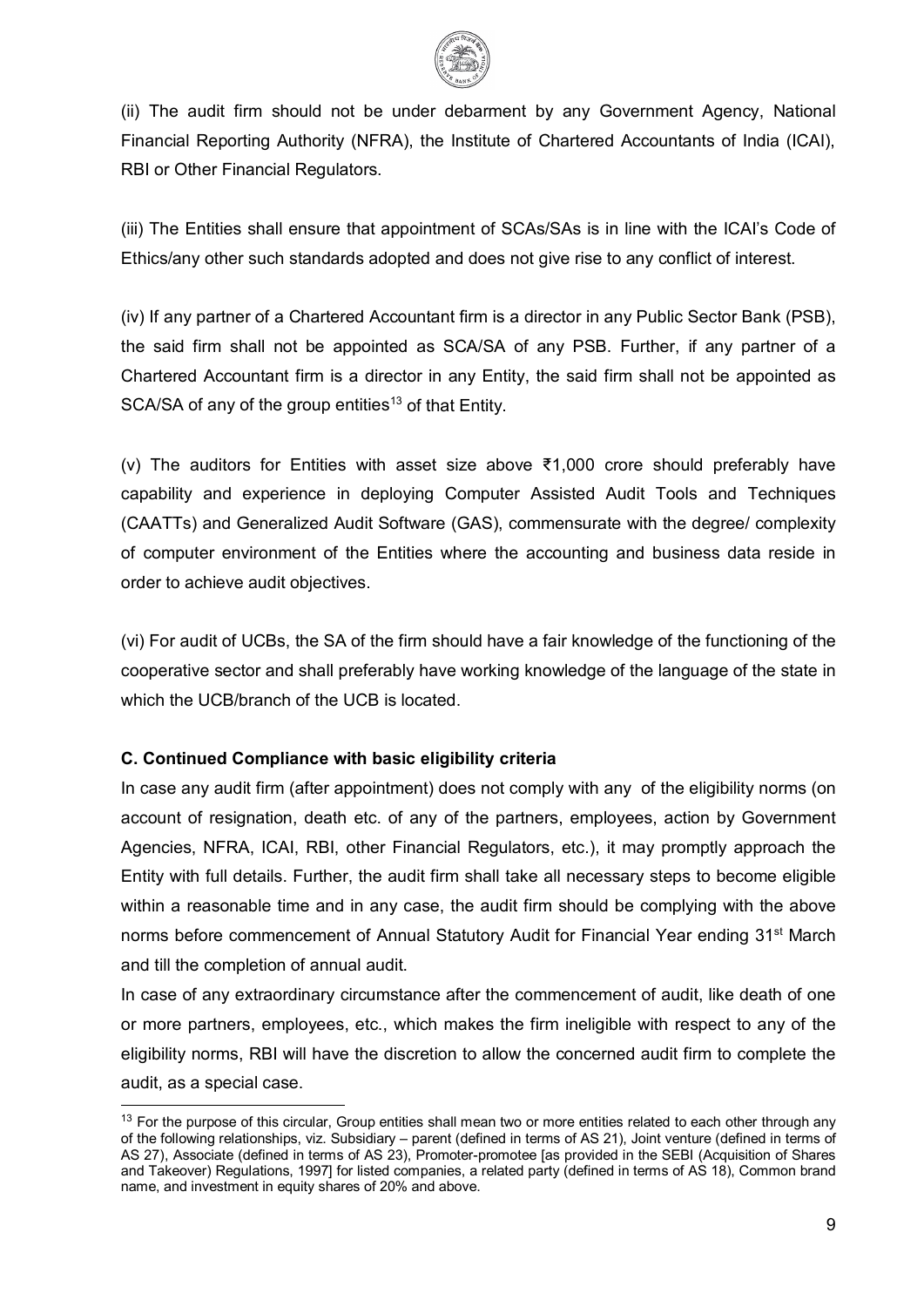(ii) The audit firm should not be under debarment by any Government Agency, National Financial Reporting Authority (NFRA), the Institute of Chartered Accountants of India (ICAI), RBI or Other Financial Regulators.

(iii) The Entities shall ensure that appointment of SCAs/SAs is in line with the ICAI's Code of Ethics/any other such standards adopted and does not give rise to any conflict of interest.

(iv) If any partner of a Chartered Accountant firm is a director in any Public Sector Bank (PSB), the said firm shall not be appointed as SCA/SA of any PSB. Further, if any partner of a Chartered Accountant firm is a director in any Entity, the said firm shall not be appointed as SCA/SA of any of the group entities[13] of that Entity.

(v) The auditors for Entities with asset size above ₹1,000 crore should preferably have capability and experience in deploying Computer Assisted Audit Tools and Techniques (CAATTs) and Generalized Audit Software (GAS), commensurate with the degree/ complexity of computer environment of the Entities where the accounting and business data reside in order to achieve audit objectives.

(vi) For audit of UCBs, the SA of the firm should have a fair knowledge of the functioning of the cooperative sector and shall preferably have working knowledge of the language of the state in which the UCB/branch of the UCB is located.

**C. Continued Compliance with basic eligibility criteria**

In case any audit firm (after appointment) does not comply with any of the eligibility norms (on account of resignation, death etc. of any of the partners, employees, action by Government Agencies, NFRA, ICAI, RBI, other Financial Regulators, etc.), it may promptly approach the Entity with full details. Further, the audit firm shall take all necessary steps to become eligible within a reasonable time and in any case, the audit firm should be complying with the above norms before commencement of Annual Statutory Audit for Financial Year ending 31st March and till the completion of annual audit.

In case of any extraordinary circumstance after the commencement of audit, like death of one or more partners, employees, etc., which makes the firm ineligible with respect to any of the eligibility norms, RBI will have the discretion to allow the concerned audit firm to complete the audit, as a special case.

[13] For the purpose of this circular, Group entities shall mean two or more entities related to each other through any of the following relationships, viz. Subsidiary – parent (defined in terms of AS 21), Joint venture (defined in terms of AS 27), Associate (defined in terms of AS 23), Promoter-promotee [as provided in the SEBI (Acquisition of Shares and Takeover) Regulations, 1997] for listed companies, a related party (defined in terms of AS 18), Common brand name, and investment in equity shares of 20% and above.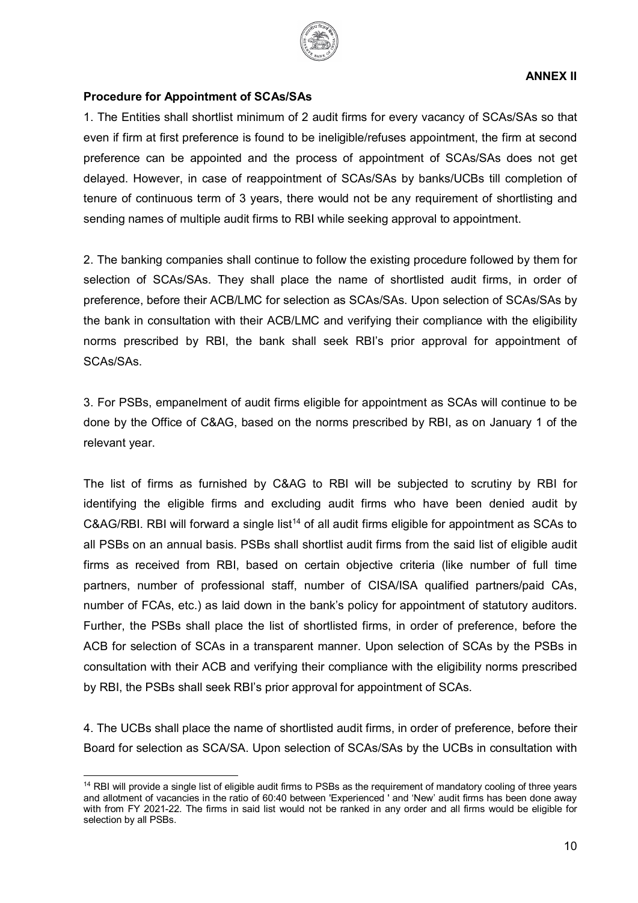**ANNEX II**

**Procedure for Appointment of SCAs/SAs**

1. The Entities shall shortlist minimum of 2 audit firms for every vacancy of SCAs/SAs so that even if firm at first preference is found to be ineligible/refuses appointment, the firm at second preference can be appointed and the process of appointment of SCAs/SAs does not get delayed. However, in case of reappointment of SCAs/SAs by banks/UCBs till completion of tenure of continuous term of 3 years, there would not be any requirement of shortlisting and sending names of multiple audit firms to RBI while seeking approval to appointment.

2. The banking companies shall continue to follow the existing procedure followed by them for selection of SCAs/SAs. They shall place the name of shortlisted audit firms, in order of preference, before their ACB/LMC for selection as SCAs/SAs. Upon selection of SCAs/SAs by the bank in consultation with their ACB/LMC and verifying their compliance with the eligibility norms prescribed by RBI, the bank shall seek RBI's prior approval for appointment of SCAs/SAs.

3. For PSBs, empanelment of audit firms eligible for appointment as SCAs will continue to be done by the Office of C&AG, based on the norms prescribed by RBI, as on January 1 of the relevant year.

The list of firms as furnished by C&AG to RBI will be subjected to scrutiny by RBI for identifying the eligible firms and excluding audit firms who have been denied audit by C&AG/RBI. RBI will forward a single list[14] of all audit firms eligible for appointment as SCAs to all PSBs on an annual basis. PSBs shall shortlist audit firms from the said list of eligible audit firms as received from RBI, based on certain objective criteria (like number of full time partners, number of professional staff, number of CISA/ISA qualified partners/paid CAs, number of FCAs, etc.) as laid down in the bank's policy for appointment of statutory auditors. Further, the PSBs shall place the list of shortlisted firms, in order of preference, before the ACB for selection of SCAs in a transparent manner. Upon selection of SCAs by the PSBs in consultation with their ACB and verifying their compliance with the eligibility norms prescribed by RBI, the PSBs shall seek RBI's prior approval for appointment of SCAs.

4. The UCBs shall place the name of shortlisted audit firms, in order of preference, before their Board for selection as SCA/SA. Upon selection of SCAs/SAs by the UCBs in consultation with

---

[14] RBI will provide a single list of eligible audit firms to PSBs as the requirement of mandatory cooling of three years and allotment of vacancies in the ratio of 60:40 between 'Experienced ' and 'New' audit firms has been done away with from FY 2021-22. The firms in said list would not be ranked in any order and all firms would be eligible for selection by all PSBs.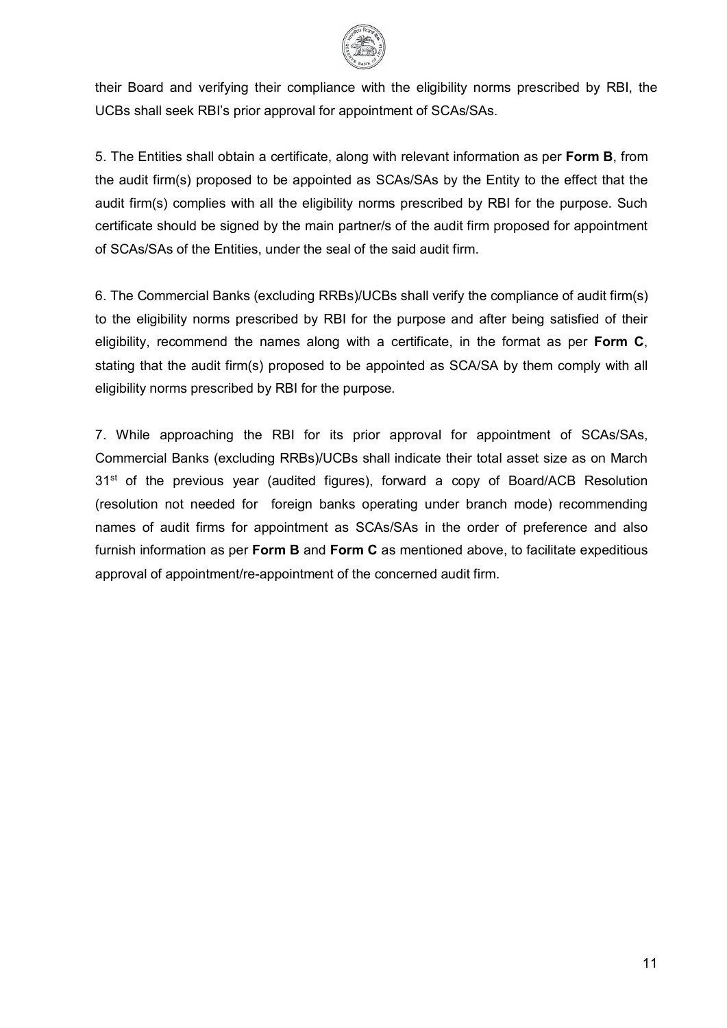their Board and verifying their compliance with the eligibility norms prescribed by RBI, the UCBs shall seek RBI's prior approval for appointment of SCAs/SAs.

5. The Entities shall obtain a certificate, along with relevant information as per **Form B**, from the audit firm(s) proposed to be appointed as SCAs/SAs by the Entity to the effect that the audit firm(s) complies with all the eligibility norms prescribed by RBI for the purpose. Such certificate should be signed by the main partner/s of the audit firm proposed for appointment of SCAs/SAs of the Entities, under the seal of the said audit firm.

6. The Commercial Banks (excluding RRBs)/UCBs shall verify the compliance of audit firm(s) to the eligibility norms prescribed by RBI for the purpose and after being satisfied of their eligibility, recommend the names along with a certificate, in the format as per **Form C**, stating that the audit firm(s) proposed to be appointed as SCA/SA by them comply with all eligibility norms prescribed by RBI for the purpose.

7. While approaching the RBI for its prior approval for appointment of SCAs/SAs, Commercial Banks (excluding RRBs)/UCBs shall indicate their total asset size as on March 31st of the previous year (audited figures), forward a copy of Board/ACB Resolution (resolution not needed for foreign banks operating under branch mode) recommending names of audit firms for appointment as SCAs/SAs in the order of preference and also furnish information as per **Form B** and **Form C** as mentioned above, to facilitate expeditious approval of appointment/re-appointment of the concerned audit firm.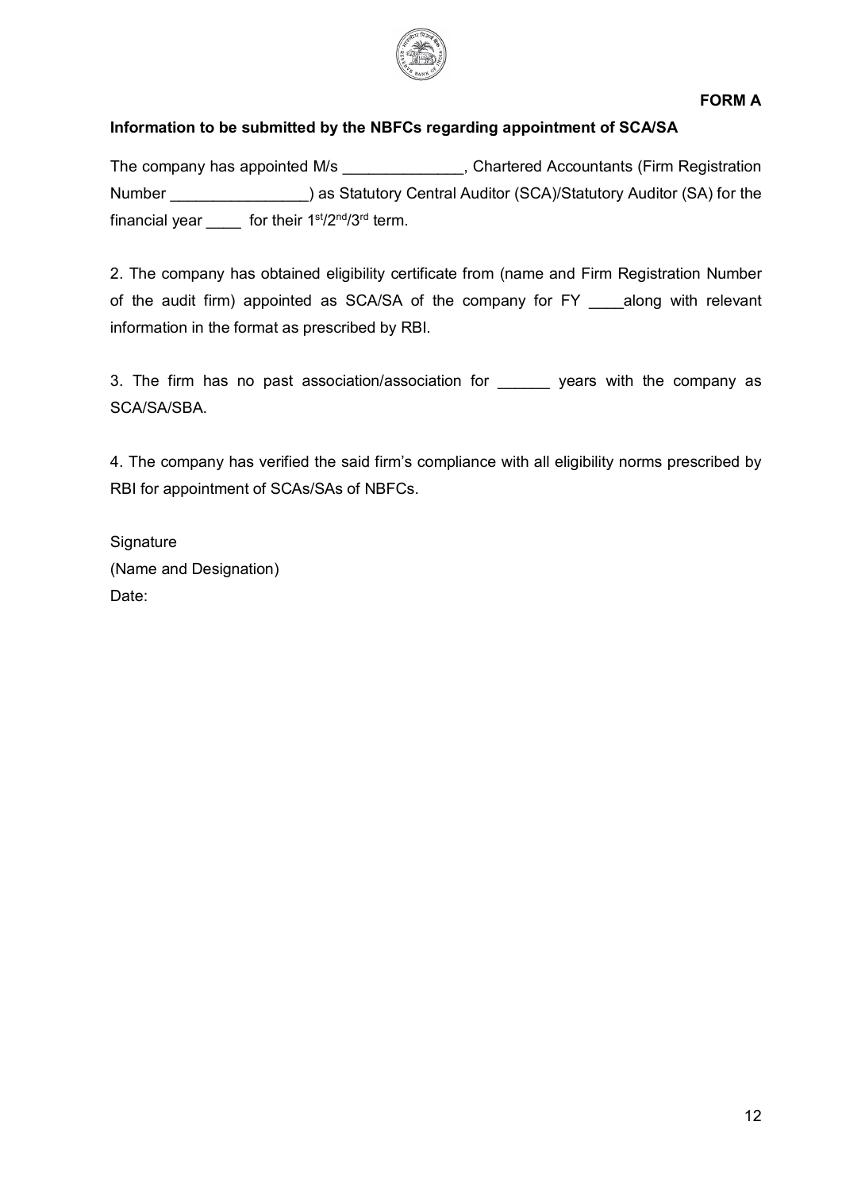**FORM A**

**Information to be submitted by the NBFCs regarding appointment of SCA/SA**

The company has appointed M/s ______________, Chartered Accountants (Firm Registration Number ________________) as Statutory Central Auditor (SCA)/Statutory Auditor (SA) for the financial year ____ for their 1st/2nd/3rd term.

2. The company has obtained eligibility certificate from (name and Firm Registration Number of the audit firm) appointed as SCA/SA of the company for FY ____along with relevant information in the format as prescribed by RBI.

3. The firm has no past association/association for ______ years with the company as SCA/SA/SBA.

4. The company has verified the said firm's compliance with all eligibility norms prescribed by RBI for appointment of SCAs/SAs of NBFCs.

Signature
(Name and Designation)
Date: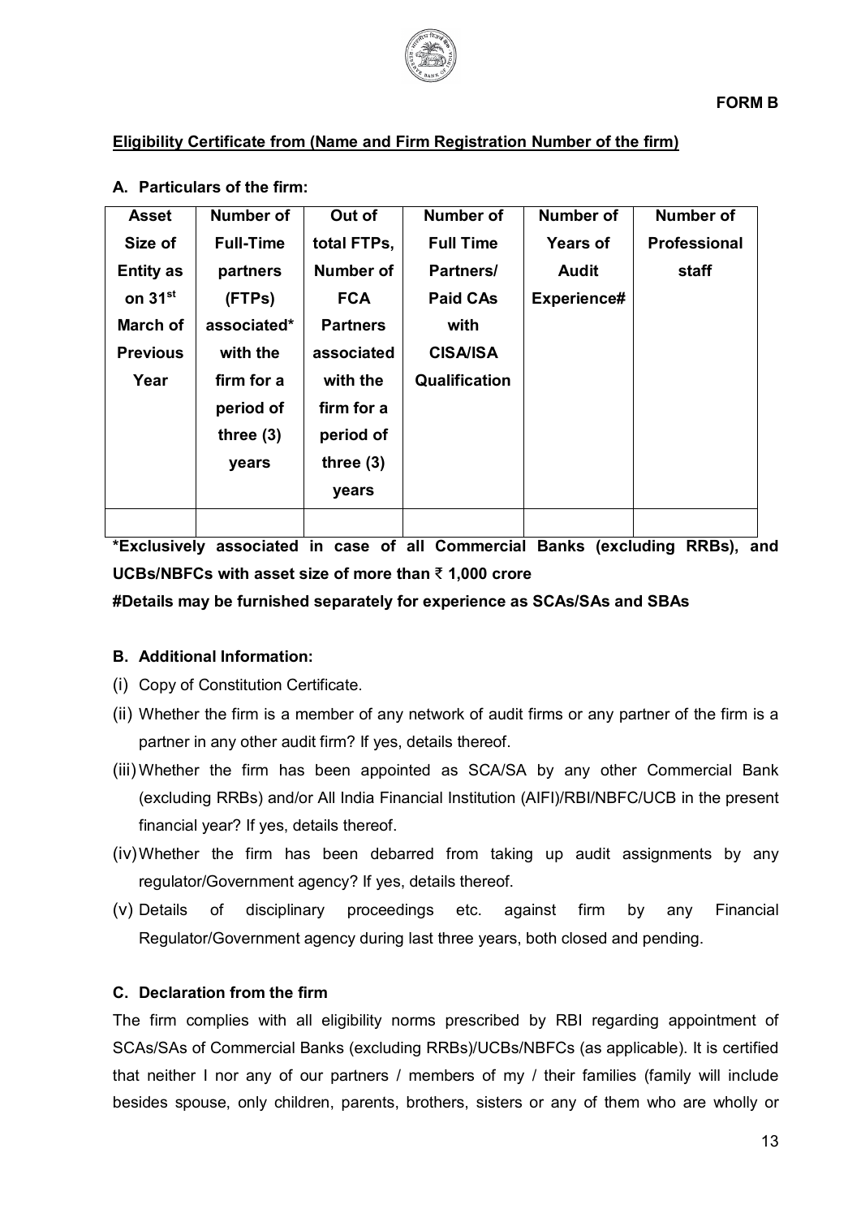**FORM B**

**Eligibility Certificate from (Name and Firm Registration Number of the firm)**

**A. Particulars of the firm:**

| Asset Size of Entity as on 31st March of Previous Year | Number of Full-Time partners (FTPs) associated* with the firm for a period of three (3) years | Out of total FTPs, Number of FCA Partners associated with the firm for a period of three (3) years | Number of Full Time Partners/ Paid CAs with CISA/ISA Qualification | Number of Years of Audit Experience# | Number of Professional staff |
|---|---|---|---|---|---|
| | | | | | |

**\*Exclusively associated in case of all Commercial Banks (excluding RRBs), and UCBs/NBFCs with asset size of more than ₹ 1,000 crore**

**#Details may be furnished separately for experience as SCAs/SAs and SBAs**

**B. Additional Information:**

(i) Copy of Constitution Certificate.

(ii) Whether the firm is a member of any network of audit firms or any partner of the firm is a partner in any other audit firm? If yes, details thereof.

(iii) Whether the firm has been appointed as SCA/SA by any other Commercial Bank (excluding RRBs) and/or All India Financial Institution (AIFI)/RBI/NBFC/UCB in the present financial year? If yes, details thereof.

(iv) Whether the firm has been debarred from taking up audit assignments by any regulator/Government agency? If yes, details thereof.

(v) Details of disciplinary proceedings etc. against firm by any Financial Regulator/Government agency during last three years, both closed and pending.

**C. Declaration from the firm**

The firm complies with all eligibility norms prescribed by RBI regarding appointment of SCAs/SAs of Commercial Banks (excluding RRBs)/UCBs/NBFCs (as applicable). It is certified that neither I nor any of our partners / members of my / their families (family will include besides spouse, only children, parents, brothers, sisters or any of them who are wholly or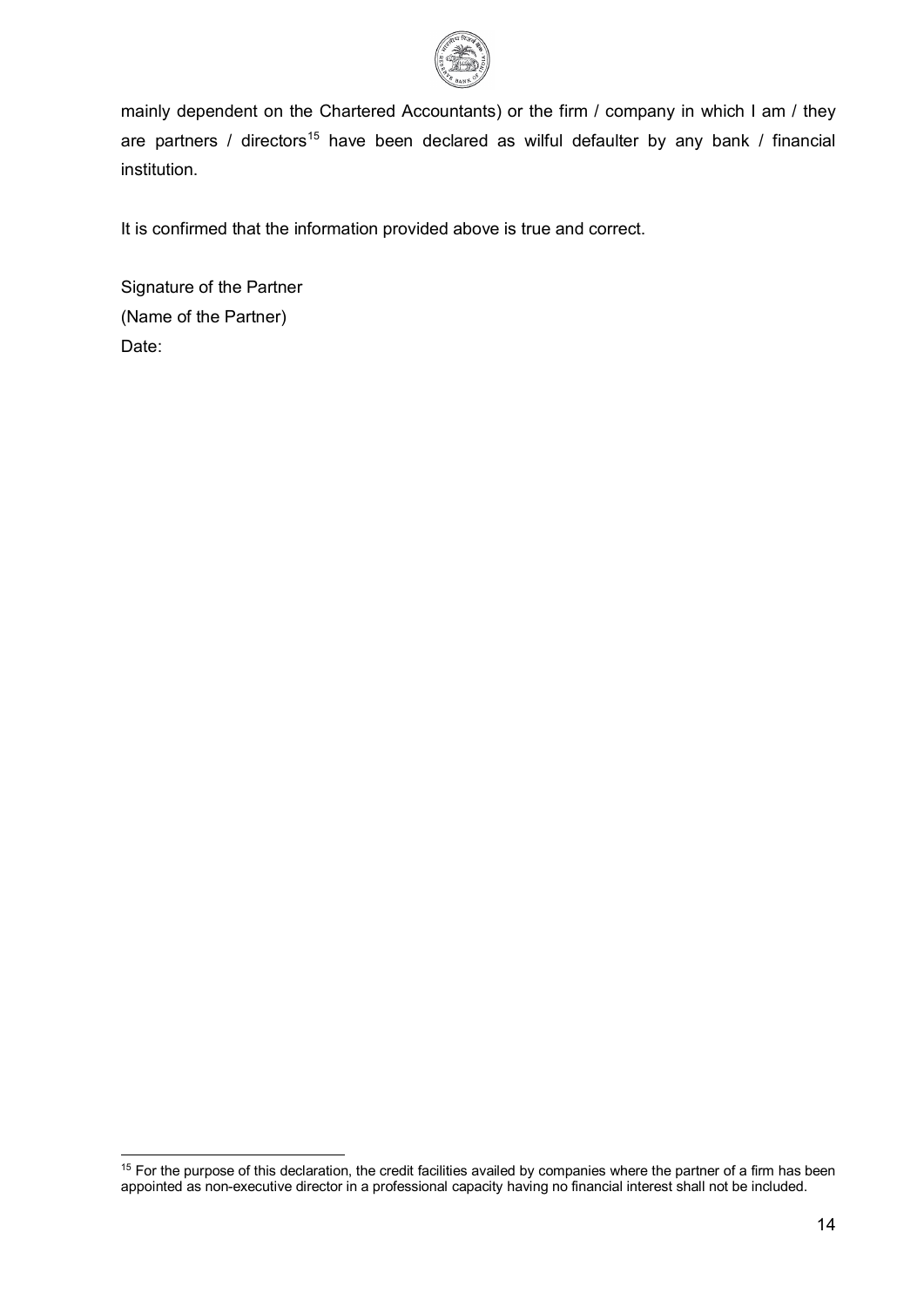mainly dependent on the Chartered Accountants) or the firm / company in which I am / they are partners / directors[15] have been declared as wilful defaulter by any bank / financial institution.

It is confirmed that the information provided above is true and correct.

Signature of the Partner
(Name of the Partner)
Date:

[15] For the purpose of this declaration, the credit facilities availed by companies where the partner of a firm has been appointed as non-executive director in a professional capacity having no financial interest shall not be included.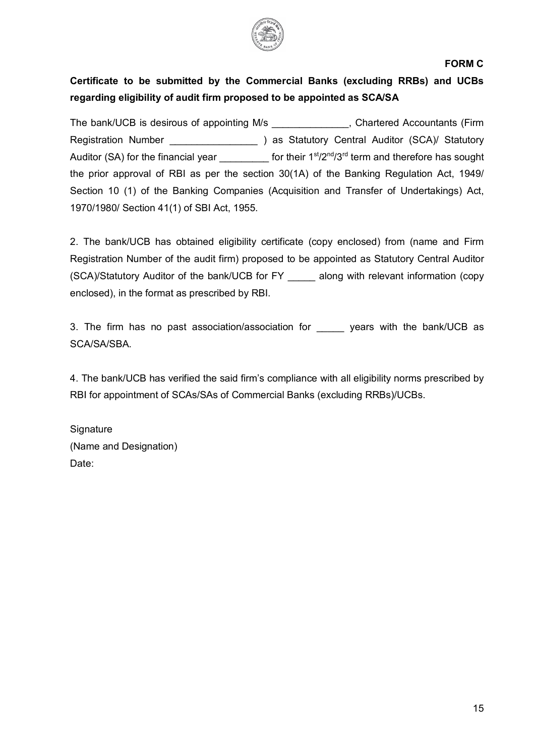**FORM C**

**Certificate to be submitted by the Commercial Banks (excluding RRBs) and UCBs regarding eligibility of audit firm proposed to be appointed as SCA/SA**

The bank/UCB is desirous of appointing M/s ______________, Chartered Accountants (Firm Registration Number ________________ ) as Statutory Central Auditor (SCA)/ Statutory Auditor (SA) for the financial year _________ for their 1st/2nd/3rd term and therefore has sought the prior approval of RBI as per the section 30(1A) of the Banking Regulation Act, 1949/ Section 10 (1) of the Banking Companies (Acquisition and Transfer of Undertakings) Act, 1970/1980/ Section 41(1) of SBI Act, 1955.

2. The bank/UCB has obtained eligibility certificate (copy enclosed) from (name and Firm Registration Number of the audit firm) proposed to be appointed as Statutory Central Auditor (SCA)/Statutory Auditor of the bank/UCB for FY _____ along with relevant information (copy enclosed), in the format as prescribed by RBI.

3. The firm has no past association/association for _____ years with the bank/UCB as SCA/SA/SBA.

4. The bank/UCB has verified the said firm's compliance with all eligibility norms prescribed by RBI for appointment of SCAs/SAs of Commercial Banks (excluding RRBs)/UCBs.

Signature
(Name and Designation)
Date: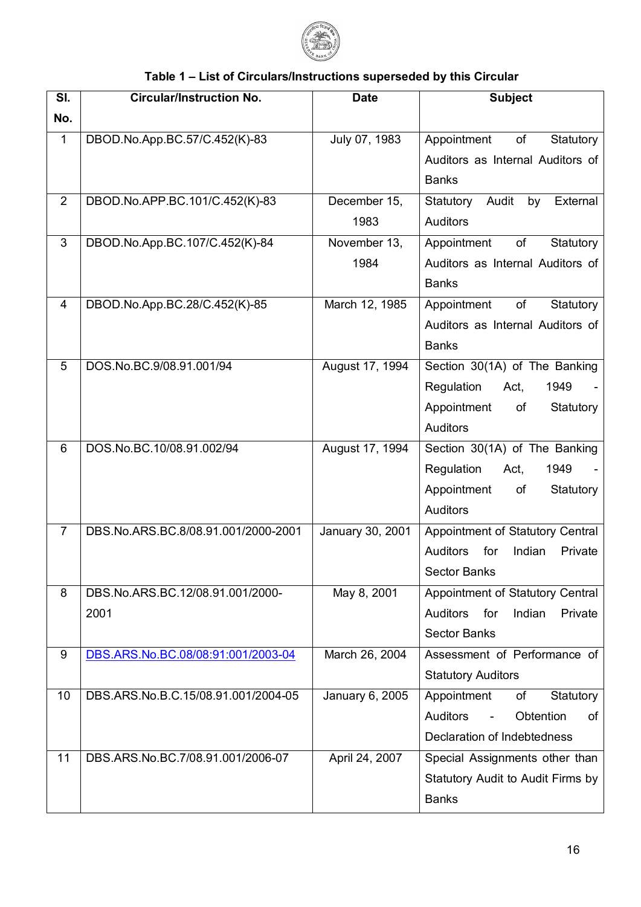**Table 1 – List of Circulars/Instructions superseded by this Circular**

| Sl. No. | Circular/Instruction No. | Date | Subject |
|---|---|---|---|
| 1 | DBOD.No.App.BC.57/C.452(K)-83 | July 07, 1983 | Appointment of Statutory Auditors as Internal Auditors of Banks |
| 2 | DBOD.No.APP.BC.101/C.452(K)-83 | December 15, 1983 | Statutory Audit by External Auditors |
| 3 | DBOD.No.App.BC.107/C.452(K)-84 | November 13, 1984 | Appointment of Statutory Auditors as Internal Auditors of Banks |
| 4 | DBOD.No.App.BC.28/C.452(K)-85 | March 12, 1985 | Appointment of Statutory Auditors as Internal Auditors of Banks |
| 5 | DOS.No.BC.9/08.91.001/94 | August 17, 1994 | Section 30(1A) of The Banking Regulation Act, 1949 - Appointment of Statutory Auditors |
| 6 | DOS.No.BC.10/08.91.002/94 | August 17, 1994 | Section 30(1A) of The Banking Regulation Act, 1949 - Appointment of Statutory Auditors |
| 7 | DBS.No.ARS.BC.8/08.91.001/2000-2001 | January 30, 2001 | Appointment of Statutory Central Auditors for Indian Private Sector Banks |
| 8 | DBS.No.ARS.BC.12/08.91.001/2000-2001 | May 8, 2001 | Appointment of Statutory Central Auditors for Indian Private Sector Banks |
| 9 | DBS.ARS.No.BC.08/08:91:001/2003-04 | March 26, 2004 | Assessment of Performance of Statutory Auditors |
| 10 | DBS.ARS.No.B.C.15/08.91.001/2004-05 | January 6, 2005 | Appointment of Statutory Auditors - Obtention of Declaration of Indebtedness |
| 11 | DBS.ARS.No.BC.7/08.91.001/2006-07 | April 24, 2007 | Special Assignments other than Statutory Audit to Audit Firms by Banks |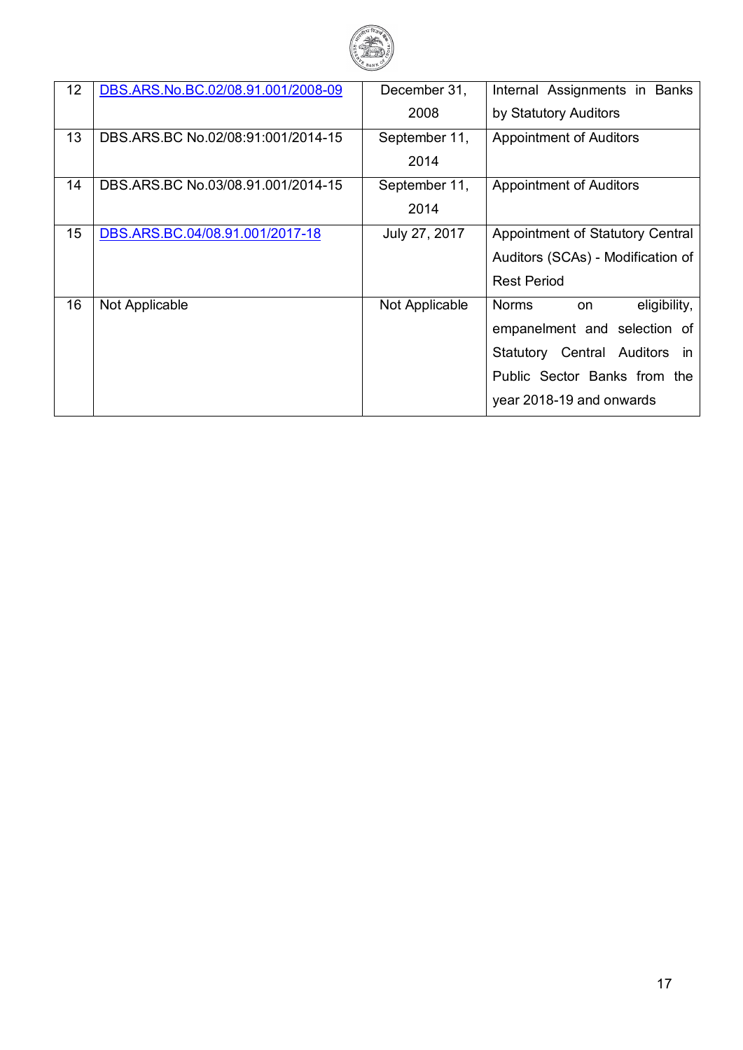| | | | |
|---|---|---|---|
| 12 | DBS.ARS.No.BC.02/08.91.001/2008-09 | December 31, 2008 | Internal Assignments in Banks by Statutory Auditors |
| 13 | DBS.ARS.BC No.02/08:91:001/2014-15 | September 11, 2014 | Appointment of Auditors |
| 14 | DBS.ARS.BC No.03/08.91.001/2014-15 | September 11, 2014 | Appointment of Auditors |
| 15 | DBS.ARS.BC.04/08.91.001/2017-18 | July 27, 2017 | Appointment of Statutory Central Auditors (SCAs) - Modification of Rest Period |
| 16 | Not Applicable | Not Applicable | Norms on eligibility, empanelment and selection of Statutory Central Auditors in Public Sector Banks from the year 2018-19 and onwards |